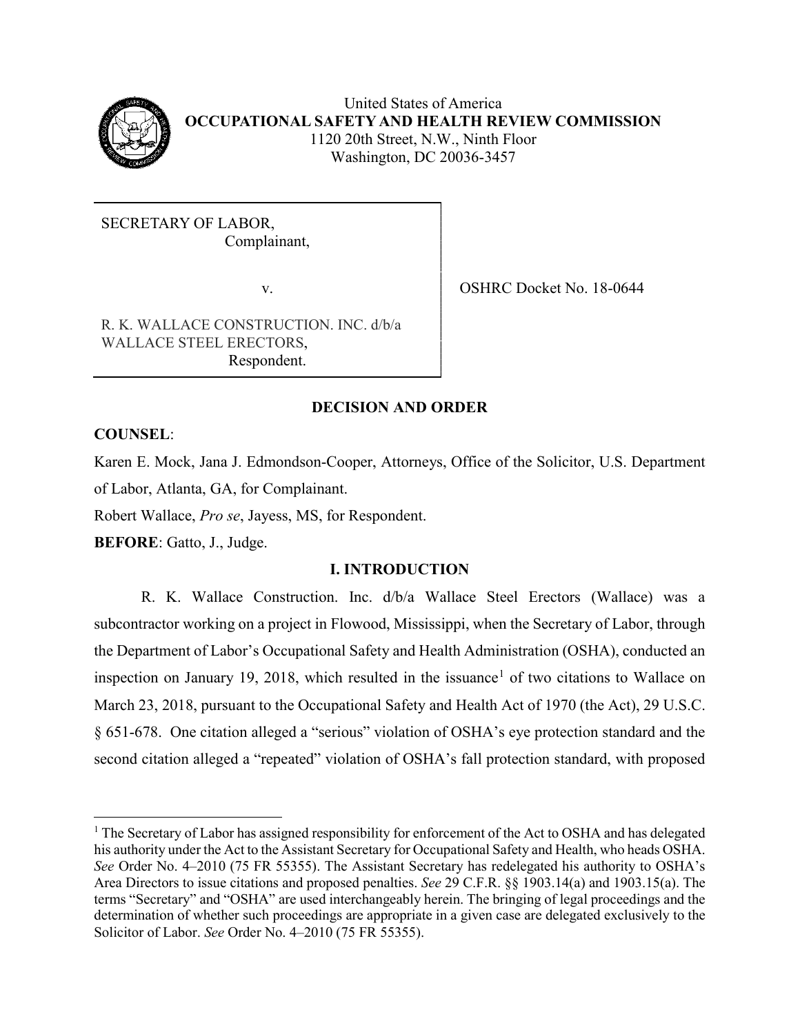United States of America
**OCCUPATIONAL SAFETY AND HEALTH REVIEW COMMISSION**
1120 20th Street, N.W., Ninth Floor
Washington, DC 20036-3457

| | |
|---|---|
| SECRETARY OF LABOR,<br>Complainant,<br><br>v.<br><br>R. K. WALLACE CONSTRUCTION. INC. d/b/a WALLACE STEEL ERECTORS,<br>Respondent. | OSHRC Docket No. 18-0644 |

## DECISION AND ORDER

**COUNSEL**:

Karen E. Mock, Jana J. Edmondson-Cooper, Attorneys, Office of the Solicitor, U.S. Department of Labor, Atlanta, GA, for Complainant.

Robert Wallace, *Pro se*, Jayess, MS, for Respondent.

**BEFORE**: Gatto, J., Judge.

## I. INTRODUCTION

R. K. Wallace Construction. Inc. d/b/a Wallace Steel Erectors (Wallace) was a subcontractor working on a project in Flowood, Mississippi, when the Secretary of Labor, through the Department of Labor's Occupational Safety and Health Administration (OSHA), conducted an inspection on January 19, 2018, which resulted in the issuance[1] of two citations to Wallace on March 23, 2018, pursuant to the Occupational Safety and Health Act of 1970 (the Act), 29 U.S.C. § 651-678. One citation alleged a "serious" violation of OSHA's eye protection standard and the second citation alleged a "repeated" violation of OSHA's fall protection standard, with proposed

[1] The Secretary of Labor has assigned responsibility for enforcement of the Act to OSHA and has delegated his authority under the Act to the Assistant Secretary for Occupational Safety and Health, who heads OSHA. *See* Order No. 4–2010 (75 FR 55355). The Assistant Secretary has redelegated his authority to OSHA's Area Directors to issue citations and proposed penalties. *See* 29 C.F.R. §§ 1903.14(a) and 1903.15(a). The terms "Secretary" and "OSHA" are used interchangeably herein. The bringing of legal proceedings and the determination of whether such proceedings are appropriate in a given case are delegated exclusively to the Solicitor of Labor. *See* Order No. 4–2010 (75 FR 55355).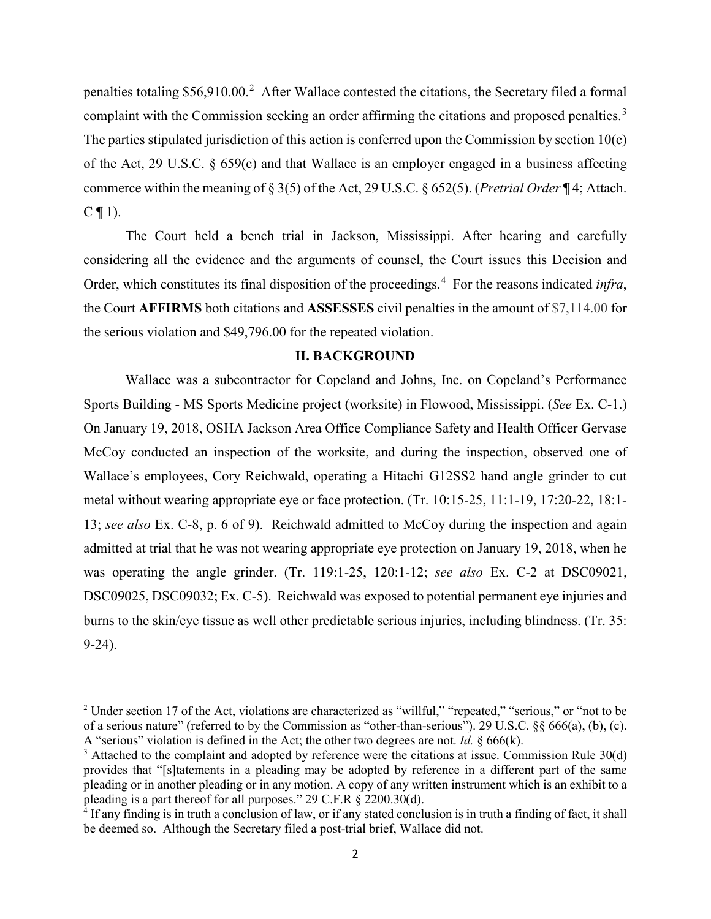penalties totaling $56,910.00.[2] After Wallace contested the citations, the Secretary filed a formal complaint with the Commission seeking an order affirming the citations and proposed penalties.[3] The parties stipulated jurisdiction of this action is conferred upon the Commission by section 10(c) of the Act, 29 U.S.C. § 659(c) and that Wallace is an employer engaged in a business affecting commerce within the meaning of § 3(5) of the Act, 29 U.S.C. § 652(5). (*Pretrial Order* ¶ 4; Attach. C ¶ 1).

The Court held a bench trial in Jackson, Mississippi. After hearing and carefully considering all the evidence and the arguments of counsel, the Court issues this Decision and Order, which constitutes its final disposition of the proceedings.[4] For the reasons indicated *infra*, the Court **AFFIRMS** both citations and **ASSESSES** civil penalties in the amount of $7,114.00 for the serious violation and $49,796.00 for the repeated violation.

## II. BACKGROUND

Wallace was a subcontractor for Copeland and Johns, Inc. on Copeland's Performance Sports Building - MS Sports Medicine project (worksite) in Flowood, Mississippi. (*See* Ex. C-1.) On January 19, 2018, OSHA Jackson Area Office Compliance Safety and Health Officer Gervase McCoy conducted an inspection of the worksite, and during the inspection, observed one of Wallace's employees, Cory Reichwald, operating a Hitachi G12SS2 hand angle grinder to cut metal without wearing appropriate eye or face protection. (Tr. 10:15-25, 11:1-19, 17:20-22, 18:1-13; *see also* Ex. C-8, p. 6 of 9). Reichwald admitted to McCoy during the inspection and again admitted at trial that he was not wearing appropriate eye protection on January 19, 2018, when he was operating the angle grinder. (Tr. 119:1-25, 120:1-12; *see also* Ex. C-2 at DSC09021, DSC09025, DSC09032; Ex. C-5). Reichwald was exposed to potential permanent eye injuries and burns to the skin/eye tissue as well other predictable serious injuries, including blindness. (Tr. 35: 9-24).

---

[2] Under section 17 of the Act, violations are characterized as "willful," "repeated," "serious," or "not to be of a serious nature" (referred to by the Commission as "other-than-serious"). 29 U.S.C. §§ 666(a), (b), (c). A "serious" violation is defined in the Act; the other two degrees are not. *Id.* § 666(k).

[3] Attached to the complaint and adopted by reference were the citations at issue. Commission Rule 30(d) provides that "[s]tatements in a pleading may be adopted by reference in a different part of the same pleading or in another pleading or in any motion. A copy of any written instrument which is an exhibit to a pleading is a part thereof for all purposes." 29 C.F.R § 2200.30(d).

[4] If any finding is in truth a conclusion of law, or if any stated conclusion is in truth a finding of fact, it shall be deemed so. Although the Secretary filed a post-trial brief, Wallace did not.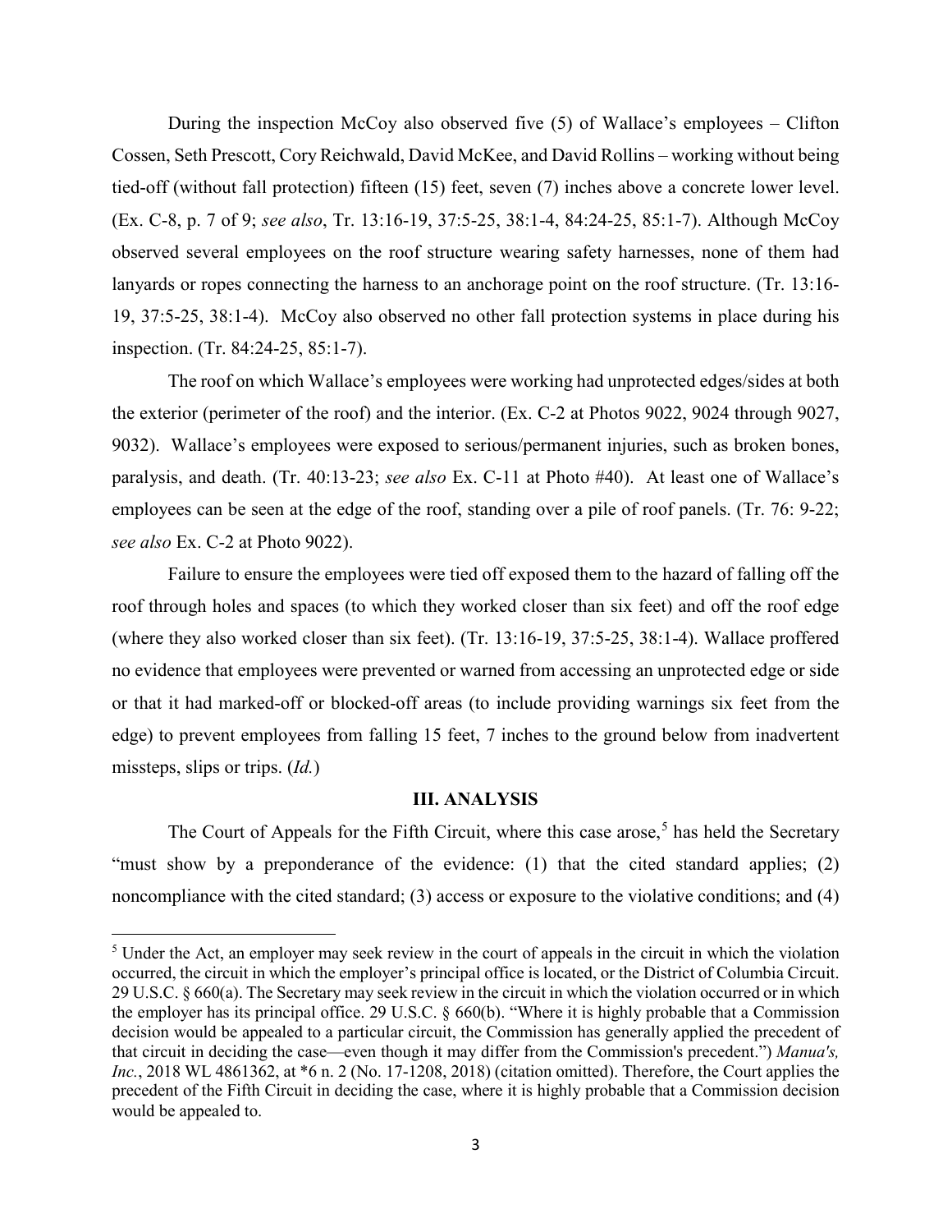During the inspection McCoy also observed five (5) of Wallace's employees – Clifton Cossen, Seth Prescott, Cory Reichwald, David McKee, and David Rollins – working without being tied-off (without fall protection) fifteen (15) feet, seven (7) inches above a concrete lower level. (Ex. C-8, p. 7 of 9; *see also*, Tr. 13:16-19, 37:5-25, 38:1-4, 84:24-25, 85:1-7). Although McCoy observed several employees on the roof structure wearing safety harnesses, none of them had lanyards or ropes connecting the harness to an anchorage point on the roof structure. (Tr. 13:16-19, 37:5-25, 38:1-4). McCoy also observed no other fall protection systems in place during his inspection. (Tr. 84:24-25, 85:1-7).

The roof on which Wallace's employees were working had unprotected edges/sides at both the exterior (perimeter of the roof) and the interior. (Ex. C-2 at Photos 9022, 9024 through 9027, 9032). Wallace's employees were exposed to serious/permanent injuries, such as broken bones, paralysis, and death. (Tr. 40:13-23; *see also* Ex. C-11 at Photo #40). At least one of Wallace's employees can be seen at the edge of the roof, standing over a pile of roof panels. (Tr. 76: 9-22; *see also* Ex. C-2 at Photo 9022).

Failure to ensure the employees were tied off exposed them to the hazard of falling off the roof through holes and spaces (to which they worked closer than six feet) and off the roof edge (where they also worked closer than six feet). (Tr. 13:16-19, 37:5-25, 38:1-4). Wallace proffered no evidence that employees were prevented or warned from accessing an unprotected edge or side or that it had marked-off or blocked-off areas (to include providing warnings six feet from the edge) to prevent employees from falling 15 feet, 7 inches to the ground below from inadvertent missteps, slips or trips. (*Id.*)

## III. ANALYSIS

The Court of Appeals for the Fifth Circuit, where this case arose,[5] has held the Secretary "must show by a preponderance of the evidence: (1) that the cited standard applies; (2) noncompliance with the cited standard; (3) access or exposure to the violative conditions; and (4)

[5] Under the Act, an employer may seek review in the court of appeals in the circuit in which the violation occurred, the circuit in which the employer's principal office is located, or the District of Columbia Circuit. 29 U.S.C. § 660(a). The Secretary may seek review in the circuit in which the violation occurred or in which the employer has its principal office. 29 U.S.C. § 660(b). "Where it is highly probable that a Commission decision would be appealed to a particular circuit, the Commission has generally applied the precedent of that circuit in deciding the case—even though it may differ from the Commission's precedent.") *Manua's, Inc.*, 2018 WL 4861362, at *6 n. 2 (No. 17-1208, 2018) (citation omitted). Therefore, the Court applies the precedent of the Fifth Circuit in deciding the case, where it is highly probable that a Commission decision would be appealed to.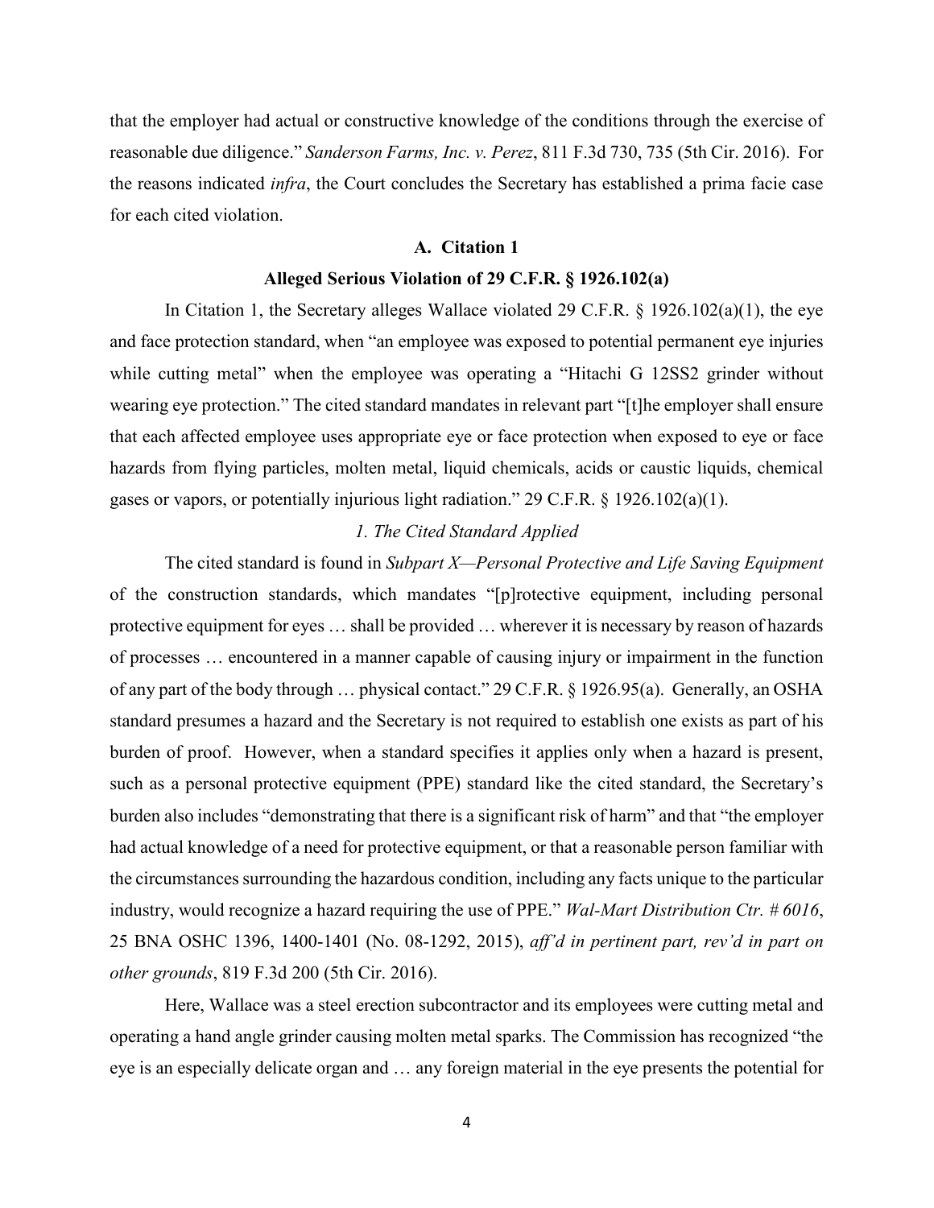that the employer had actual or constructive knowledge of the conditions through the exercise of reasonable due diligence." *Sanderson Farms, Inc. v. Perez*, 811 F.3d 730, 735 (5th Cir. 2016). For the reasons indicated *infra*, the Court concludes the Secretary has established a prima facie case for each cited violation.

### A. Citation 1

### Alleged Serious Violation of 29 C.F.R. § 1926.102(a)

In Citation 1, the Secretary alleges Wallace violated 29 C.F.R. § 1926.102(a)(1), the eye and face protection standard, when "an employee was exposed to potential permanent eye injuries while cutting metal" when the employee was operating a "Hitachi G 12SS2 grinder without wearing eye protection." The cited standard mandates in relevant part "[t]he employer shall ensure that each affected employee uses appropriate eye or face protection when exposed to eye or face hazards from flying particles, molten metal, liquid chemicals, acids or caustic liquids, chemical gases or vapors, or potentially injurious light radiation." 29 C.F.R. § 1926.102(a)(1).

#### *1. The Cited Standard Applied*

The cited standard is found in *Subpart X—Personal Protective and Life Saving Equipment* of the construction standards, which mandates "[p]rotective equipment, including personal protective equipment for eyes … shall be provided … wherever it is necessary by reason of hazards of processes … encountered in a manner capable of causing injury or impairment in the function of any part of the body through … physical contact." 29 C.F.R. § 1926.95(a). Generally, an OSHA standard presumes a hazard and the Secretary is not required to establish one exists as part of his burden of proof. However, when a standard specifies it applies only when a hazard is present, such as a personal protective equipment (PPE) standard like the cited standard, the Secretary's burden also includes "demonstrating that there is a significant risk of harm" and that "the employer had actual knowledge of a need for protective equipment, or that a reasonable person familiar with the circumstances surrounding the hazardous condition, including any facts unique to the particular industry, would recognize a hazard requiring the use of PPE." *Wal-Mart Distribution Ctr. # 6016*, 25 BNA OSHC 1396, 1400-1401 (No. 08-1292, 2015), *aff'd in pertinent part, rev'd in part on other grounds*, 819 F.3d 200 (5th Cir. 2016).

Here, Wallace was a steel erection subcontractor and its employees were cutting metal and operating a hand angle grinder causing molten metal sparks. The Commission has recognized "the eye is an especially delicate organ and … any foreign material in the eye presents the potential for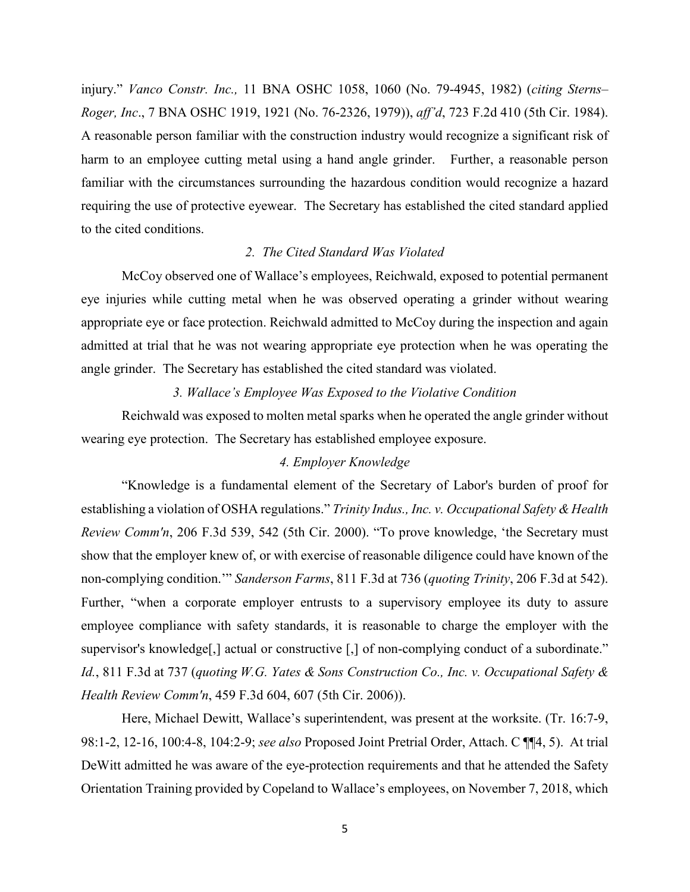injury." *Vanco Constr. Inc.,* 11 BNA OSHC 1058, 1060 (No. 79-4945, 1982) (*citing Sterns–Roger, Inc*., 7 BNA OSHC 1919, 1921 (No. 76-2326, 1979)), *aff'd*, 723 F.2d 410 (5th Cir. 1984). A reasonable person familiar with the construction industry would recognize a significant risk of harm to an employee cutting metal using a hand angle grinder. Further, a reasonable person familiar with the circumstances surrounding the hazardous condition would recognize a hazard requiring the use of protective eyewear. The Secretary has established the cited standard applied to the cited conditions.

*2. The Cited Standard Was Violated*

McCoy observed one of Wallace's employees, Reichwald, exposed to potential permanent eye injuries while cutting metal when he was observed operating a grinder without wearing appropriate eye or face protection. Reichwald admitted to McCoy during the inspection and again admitted at trial that he was not wearing appropriate eye protection when he was operating the angle grinder. The Secretary has established the cited standard was violated.

*3. Wallace's Employee Was Exposed to the Violative Condition*

Reichwald was exposed to molten metal sparks when he operated the angle grinder without wearing eye protection. The Secretary has established employee exposure.

*4. Employer Knowledge*

"Knowledge is a fundamental element of the Secretary of Labor's burden of proof for establishing a violation of OSHA regulations." *Trinity Indus., Inc. v. Occupational Safety & Health Review Comm'n*, 206 F.3d 539, 542 (5th Cir. 2000). "To prove knowledge, 'the Secretary must show that the employer knew of, or with exercise of reasonable diligence could have known of the non-complying condition.'" *Sanderson Farms*, 811 F.3d at 736 (*quoting Trinity*, 206 F.3d at 542). Further, "when a corporate employer entrusts to a supervisory employee its duty to assure employee compliance with safety standards, it is reasonable to charge the employer with the supervisor's knowledge[,] actual or constructive [,] of non-complying conduct of a subordinate." *Id.*, 811 F.3d at 737 (*quoting W.G. Yates & Sons Construction Co., Inc. v. Occupational Safety & Health Review Comm'n*, 459 F.3d 604, 607 (5th Cir. 2006)).

Here, Michael Dewitt, Wallace's superintendent, was present at the worksite. (Tr. 16:7-9, 98:1-2, 12-16, 100:4-8, 104:2-9; *see also* Proposed Joint Pretrial Order, Attach. C ¶¶4, 5). At trial DeWitt admitted he was aware of the eye-protection requirements and that he attended the Safety Orientation Training provided by Copeland to Wallace's employees, on November 7, 2018, which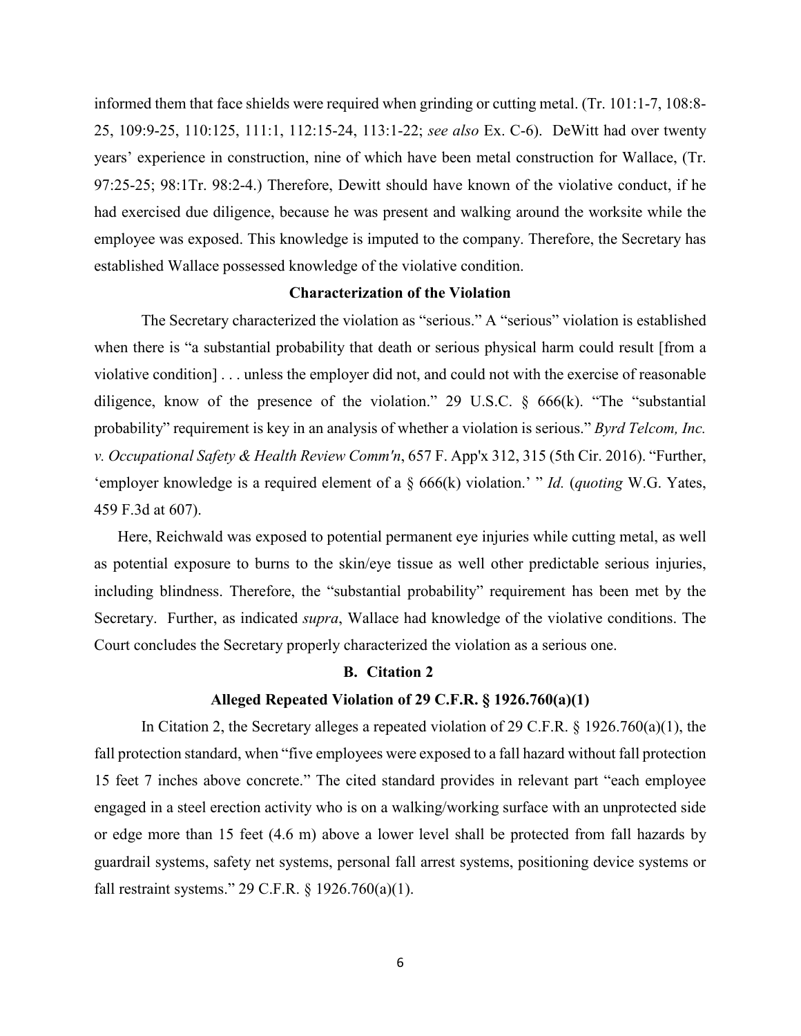informed them that face shields were required when grinding or cutting metal. (Tr. 101:1-7, 108:8-25, 109:9-25, 110:125, 111:1, 112:15-24, 113:1-22; *see also* Ex. C-6). DeWitt had over twenty years' experience in construction, nine of which have been metal construction for Wallace, (Tr. 97:25-25; 98:1Tr. 98:2-4.) Therefore, Dewitt should have known of the violative conduct, if he had exercised due diligence, because he was present and walking around the worksite while the employee was exposed. This knowledge is imputed to the company. Therefore, the Secretary has established Wallace possessed knowledge of the violative condition.

**Characterization of the Violation**

The Secretary characterized the violation as "serious." A "serious" violation is established when there is "a substantial probability that death or serious physical harm could result [from a violative condition] . . . unless the employer did not, and could not with the exercise of reasonable diligence, know of the presence of the violation." 29 U.S.C. § 666(k). "The "substantial probability" requirement is key in an analysis of whether a violation is serious." *Byrd Telcom, Inc. v. Occupational Safety & Health Review Comm'n*, 657 F. App'x 312, 315 (5th Cir. 2016). "Further, 'employer knowledge is a required element of a § 666(k) violation.' " *Id.* (*quoting* W.G. Yates, 459 F.3d at 607).

Here, Reichwald was exposed to potential permanent eye injuries while cutting metal, as well as potential exposure to burns to the skin/eye tissue as well other predictable serious injuries, including blindness. Therefore, the "substantial probability" requirement has been met by the Secretary. Further, as indicated *supra*, Wallace had knowledge of the violative conditions. The Court concludes the Secretary properly characterized the violation as a serious one.

## B. Citation 2

### Alleged Repeated Violation of 29 C.F.R. § 1926.760(a)(1)

In Citation 2, the Secretary alleges a repeated violation of 29 C.F.R. § 1926.760(a)(1), the fall protection standard, when "five employees were exposed to a fall hazard without fall protection 15 feet 7 inches above concrete." The cited standard provides in relevant part "each employee engaged in a steel erection activity who is on a walking/working surface with an unprotected side or edge more than 15 feet (4.6 m) above a lower level shall be protected from fall hazards by guardrail systems, safety net systems, personal fall arrest systems, positioning device systems or fall restraint systems." 29 C.F.R. § 1926.760(a)(1).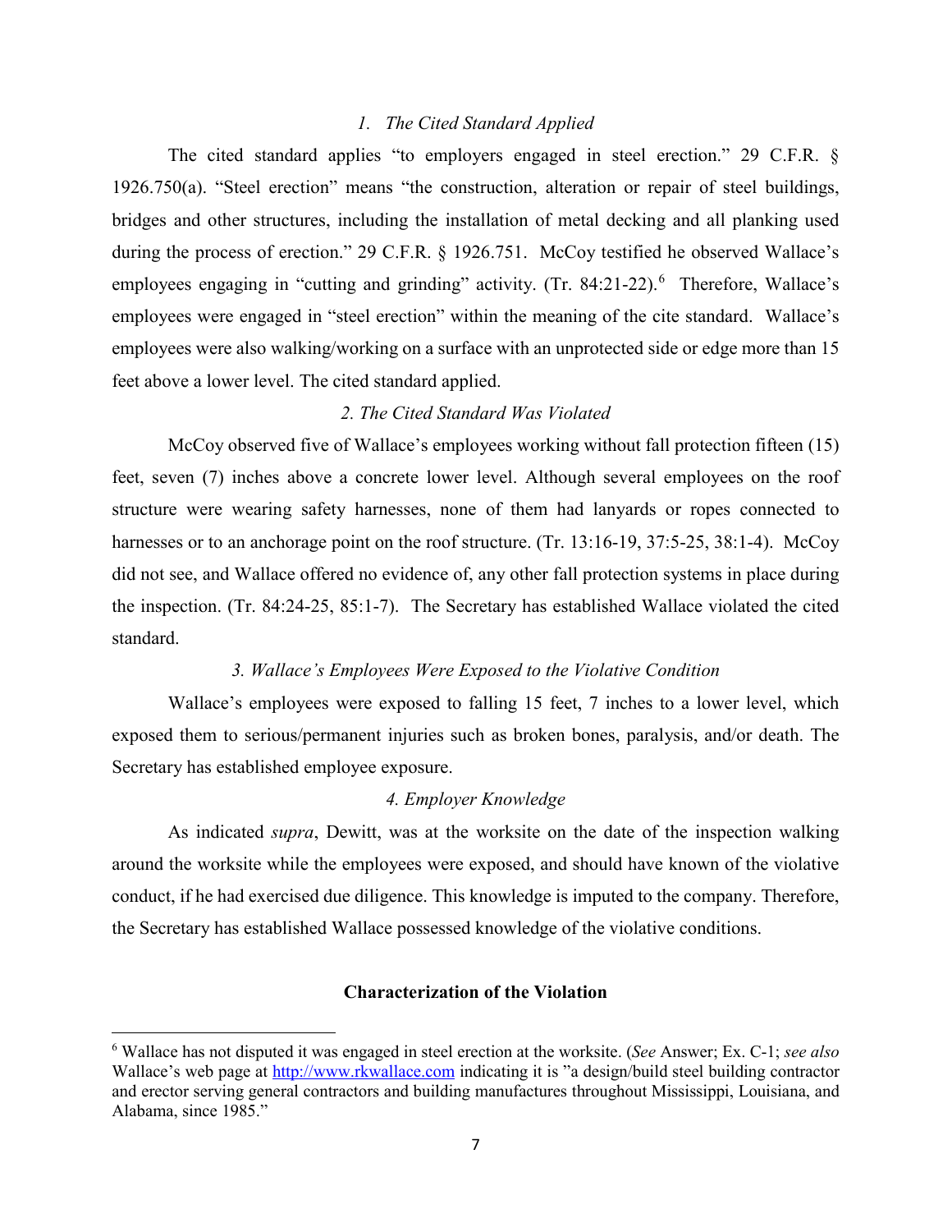*1. The Cited Standard Applied*

The cited standard applies "to employers engaged in steel erection." 29 C.F.R. § 1926.750(a). "Steel erection" means "the construction, alteration or repair of steel buildings, bridges and other structures, including the installation of metal decking and all planking used during the process of erection." 29 C.F.R. § 1926.751. McCoy testified he observed Wallace's employees engaging in "cutting and grinding" activity. (Tr. 84:21-22).[6] Therefore, Wallace's employees were engaged in "steel erection" within the meaning of the cite standard. Wallace's employees were also walking/working on a surface with an unprotected side or edge more than 15 feet above a lower level. The cited standard applied.

*2. The Cited Standard Was Violated*

McCoy observed five of Wallace's employees working without fall protection fifteen (15) feet, seven (7) inches above a concrete lower level. Although several employees on the roof structure were wearing safety harnesses, none of them had lanyards or ropes connected to harnesses or to an anchorage point on the roof structure. (Tr. 13:16-19, 37:5-25, 38:1-4). McCoy did not see, and Wallace offered no evidence of, any other fall protection systems in place during the inspection. (Tr. 84:24-25, 85:1-7). The Secretary has established Wallace violated the cited standard.

*3. Wallace's Employees Were Exposed to the Violative Condition*

Wallace's employees were exposed to falling 15 feet, 7 inches to a lower level, which exposed them to serious/permanent injuries such as broken bones, paralysis, and/or death. The Secretary has established employee exposure.

*4. Employer Knowledge*

As indicated *supra*, Dewitt, was at the worksite on the date of the inspection walking around the worksite while the employees were exposed, and should have known of the violative conduct, if he had exercised due diligence. This knowledge is imputed to the company. Therefore, the Secretary has established Wallace possessed knowledge of the violative conditions.

**Characterization of the Violation**

[6] Wallace has not disputed it was engaged in steel erection at the worksite. (*See* Answer; Ex. C-1; *see also* Wallace's web page at http://www.rkwallace.com indicating it is "a design/build steel building contractor and erector serving general contractors and building manufactures throughout Mississippi, Louisiana, and Alabama, since 1985."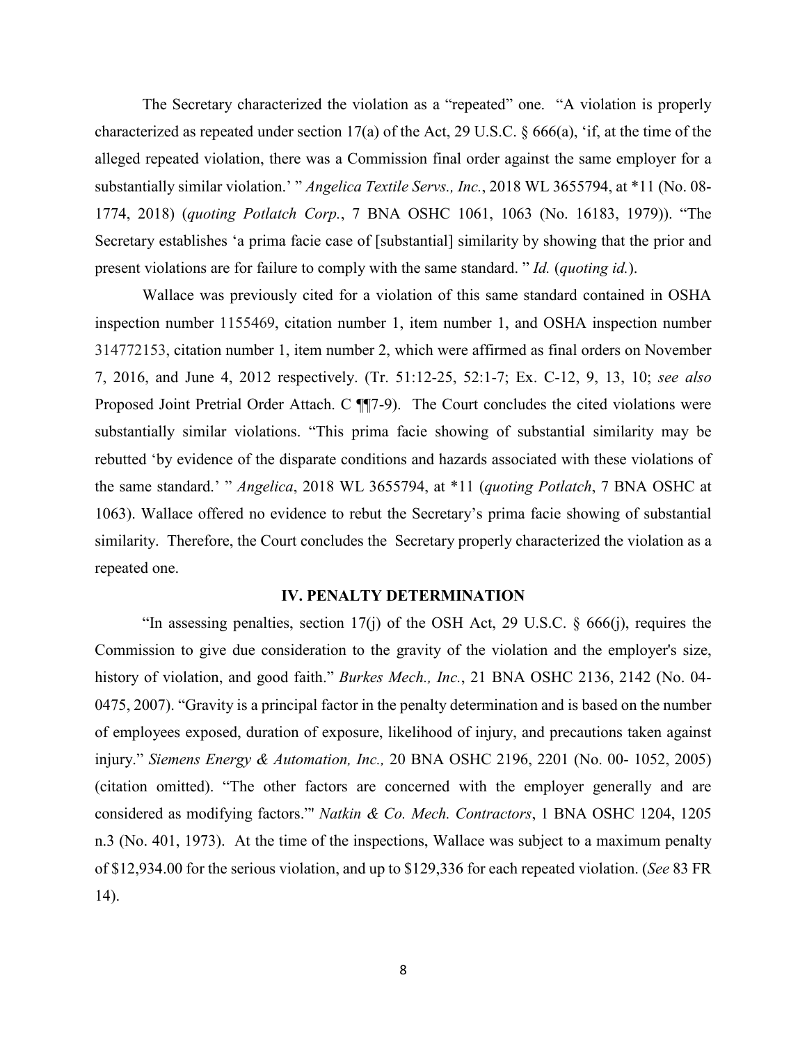The Secretary characterized the violation as a "repeated" one. "A violation is properly characterized as repeated under section 17(a) of the Act, 29 U.S.C. § 666(a), 'if, at the time of the alleged repeated violation, there was a Commission final order against the same employer for a substantially similar violation.' " *Angelica Textile Servs., Inc.*, 2018 WL 3655794, at *11 (No. 08-1774, 2018) (*quoting Potlatch Corp.*, 7 BNA OSHC 1061, 1063 (No. 16183, 1979)). "The Secretary establishes 'a prima facie case of [substantial] similarity by showing that the prior and present violations are for failure to comply with the same standard. " *Id.* (*quoting id.*).

Wallace was previously cited for a violation of this same standard contained in OSHA inspection number 1155469, citation number 1, item number 1, and OSHA inspection number 314772153, citation number 1, item number 2, which were affirmed as final orders on November 7, 2016, and June 4, 2012 respectively. (Tr. 51:12-25, 52:1-7; Ex. C-12, 9, 13, 10; *see also* Proposed Joint Pretrial Order Attach. C ¶¶7-9). The Court concludes the cited violations were substantially similar violations. "This prima facie showing of substantial similarity may be rebutted 'by evidence of the disparate conditions and hazards associated with these violations of the same standard.' " *Angelica*, 2018 WL 3655794, at *11 (*quoting Potlatch*, 7 BNA OSHC at 1063). Wallace offered no evidence to rebut the Secretary's prima facie showing of substantial similarity. Therefore, the Court concludes the Secretary properly characterized the violation as a repeated one.

## IV. PENALTY DETERMINATION

"In assessing penalties, section 17(j) of the OSH Act, 29 U.S.C. § 666(j), requires the Commission to give due consideration to the gravity of the violation and the employer's size, history of violation, and good faith." *Burkes Mech., Inc.*, 21 BNA OSHC 2136, 2142 (No. 04-0475, 2007). "Gravity is a principal factor in the penalty determination and is based on the number of employees exposed, duration of exposure, likelihood of injury, and precautions taken against injury." *Siemens Energy & Automation, Inc.,* 20 BNA OSHC 2196, 2201 (No. 00- 1052, 2005) (citation omitted). "The other factors are concerned with the employer generally and are considered as modifying factors."' *Natkin & Co. Mech. Contractors*, 1 BNA OSHC 1204, 1205 n.3 (No. 401, 1973). At the time of the inspections, Wallace was subject to a maximum penalty of $12,934.00 for the serious violation, and up to $129,336 for each repeated violation. (*See* 83 FR 14).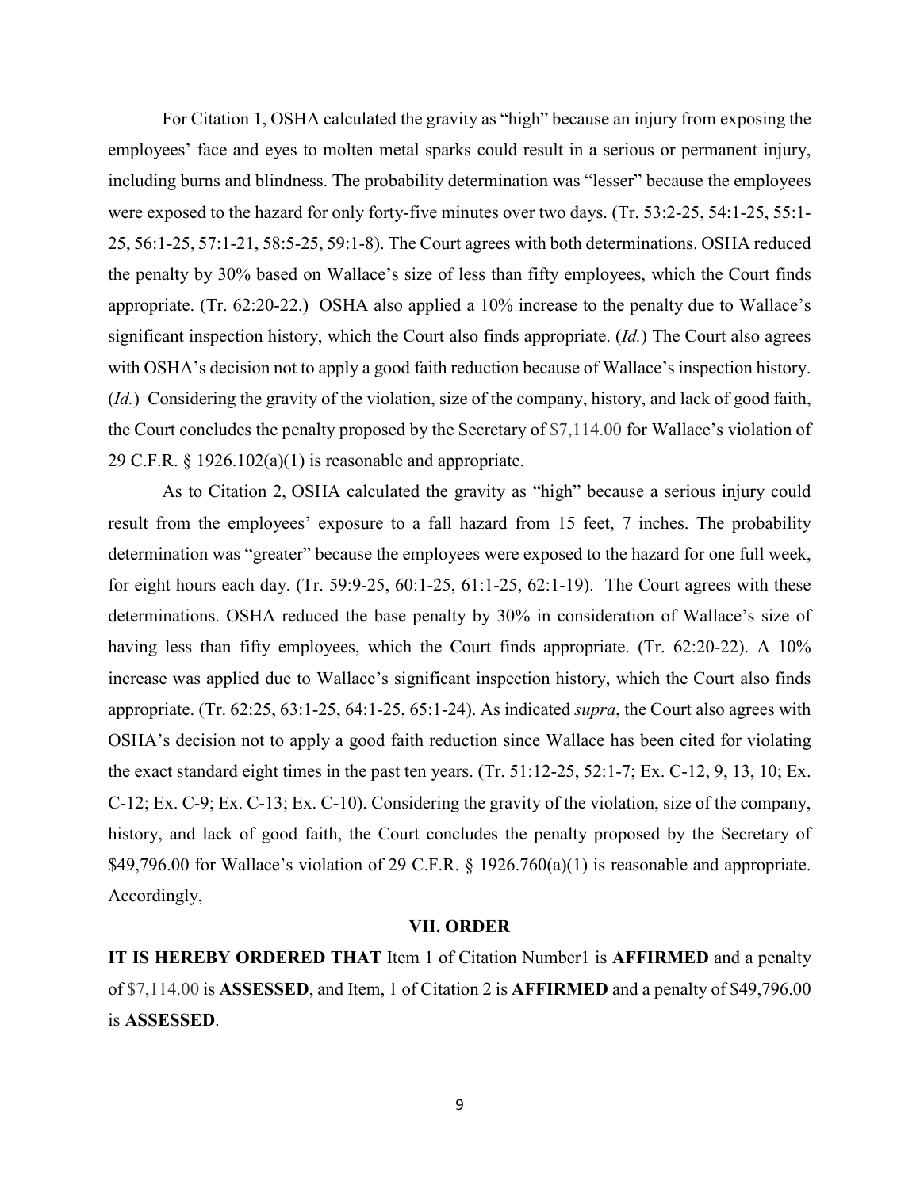For Citation 1, OSHA calculated the gravity as "high" because an injury from exposing the employees' face and eyes to molten metal sparks could result in a serious or permanent injury, including burns and blindness. The probability determination was "lesser" because the employees were exposed to the hazard for only forty-five minutes over two days. (Tr. 53:2-25, 54:1-25, 55:1-25, 56:1-25, 57:1-21, 58:5-25, 59:1-8). The Court agrees with both determinations. OSHA reduced the penalty by 30% based on Wallace's size of less than fifty employees, which the Court finds appropriate. (Tr. 62:20-22.) OSHA also applied a 10% increase to the penalty due to Wallace's significant inspection history, which the Court also finds appropriate. (*Id.*) The Court also agrees with OSHA's decision not to apply a good faith reduction because of Wallace's inspection history. (*Id.*) Considering the gravity of the violation, size of the company, history, and lack of good faith, the Court concludes the penalty proposed by the Secretary of $7,114.00 for Wallace's violation of 29 C.F.R. § 1926.102(a)(1) is reasonable and appropriate.

As to Citation 2, OSHA calculated the gravity as "high" because a serious injury could result from the employees' exposure to a fall hazard from 15 feet, 7 inches. The probability determination was "greater" because the employees were exposed to the hazard for one full week, for eight hours each day. (Tr. 59:9-25, 60:1-25, 61:1-25, 62:1-19). The Court agrees with these determinations. OSHA reduced the base penalty by 30% in consideration of Wallace's size of having less than fifty employees, which the Court finds appropriate. (Tr. 62:20-22). A 10% increase was applied due to Wallace's significant inspection history, which the Court also finds appropriate. (Tr. 62:25, 63:1-25, 64:1-25, 65:1-24). As indicated *supra*, the Court also agrees with OSHA's decision not to apply a good faith reduction since Wallace has been cited for violating the exact standard eight times in the past ten years. (Tr. 51:12-25, 52:1-7; Ex. C-12, 9, 13, 10; Ex. C-12; Ex. C-9; Ex. C-13; Ex. C-10). Considering the gravity of the violation, size of the company, history, and lack of good faith, the Court concludes the penalty proposed by the Secretary of $49,796.00 for Wallace's violation of 29 C.F.R. § 1926.760(a)(1) is reasonable and appropriate. Accordingly,

## VII. ORDER

**IT IS HEREBY ORDERED THAT** Item 1 of Citation Number1 is **AFFIRMED** and a penalty of $7,114.00 is **ASSESSED**, and Item, 1 of Citation 2 is **AFFIRMED** and a penalty of $49,796.00 is **ASSESSED**.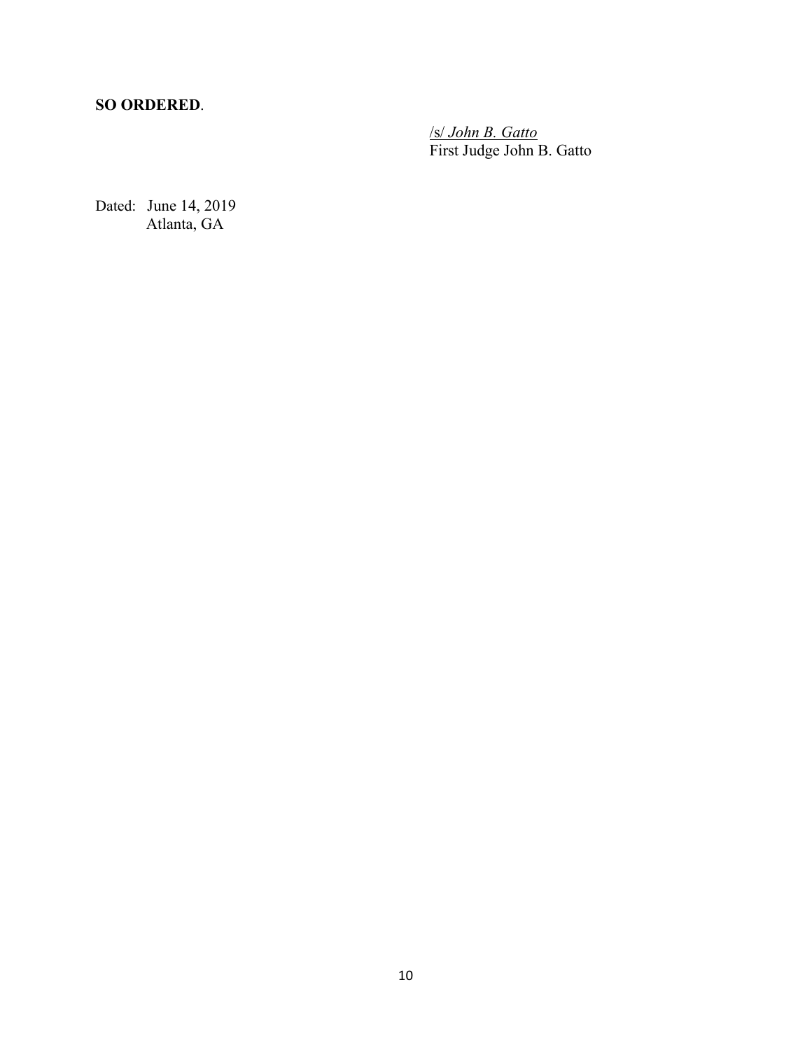**SO ORDERED**.

/s/ *John B. Gatto*
First Judge John B. Gatto

Dated: June 14, 2019
Atlanta, GA